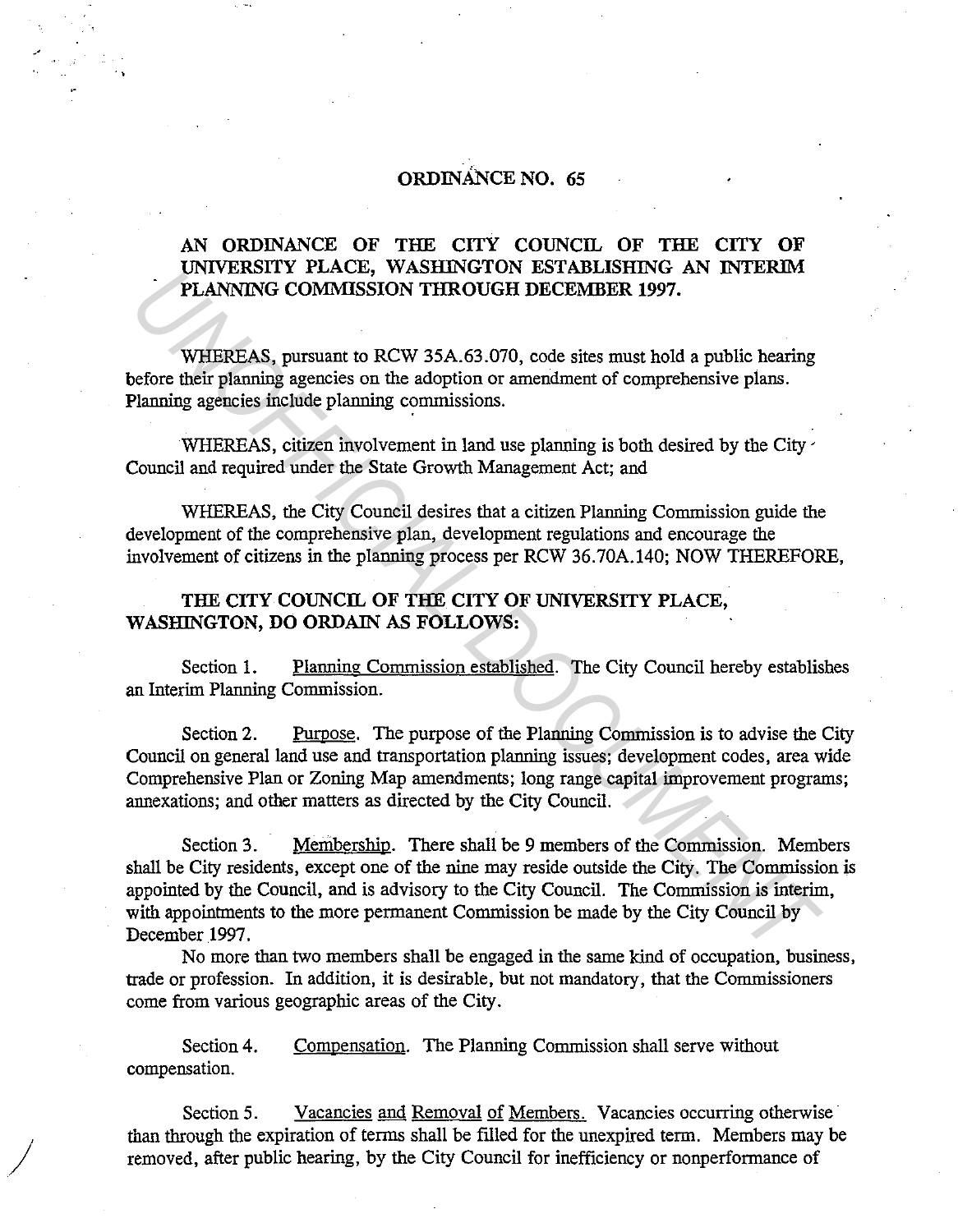# ORDINANCE NO. 65

**AN ORDINANCE OF THE CITY COUNCIL OF THE CITY OF UNIVERSITY PLACE, WASHINGTON ESTABLISHING AN INTERIM PLANNING COMMISSION THROUGH DECEMBER 1997.**

WHEREAS, pursuant to RCW 35A.63.070, code sites must hold a public hearing before their planning agencies on the adoption or amendment of comprehensive plans. Planning agencies include planning commissions.

WHEREAS, citizen involvement in land use planning is both desired by the City Council and required under the State Growth Management Act; and

WHEREAS, the City Council desires that a citizen Planning Commission guide the development of the comprehensive plan, development regulations and encourage the involvement of citizens in the planning process per RCW 36.70A.140; NOW THEREFORE,

**THE CITY COUNCIL OF THE CITY OF UNIVERSITY PLACE, WASHINGTON, DO ORDAIN AS FOLLOWS:**

Section 1. Planning Commission established. The City Council hereby establishes an Interim Planning Commission.

Section 2. Purpose. The purpose of the Planning Commission is to advise the City Council on general land use and transportation planning issues; development codes, area wide Comprehensive Plan or Zoning Map amendments; long range capital improvement programs; annexations; and other matters as directed by the City Council.

Section 3. Membership. There shall be 9 members of the Commission. Members shall be City residents, except one of the nine may reside outside the City. The Commission is appointed by the Council, and is advisory to the City Council. The Commission is interim, with appointments to the more permanent Commission be made by the City Council by December 1997.

No more than two members shall be engaged in the same kind of occupation, business, trade or profession. In addition, it is desirable, but not mandatory, that the Commissioners come from various geographic areas of the City.

Section 4. Compensation. The Planning Commission shall serve without compensation.

Section 5. Vacancies and Removal of Members. Vacancies occurring otherwise than through the expiration of terms shall be filled for the unexpired term. Members may be removed, after public hearing, by the City Council for inefficiency or nonperformance of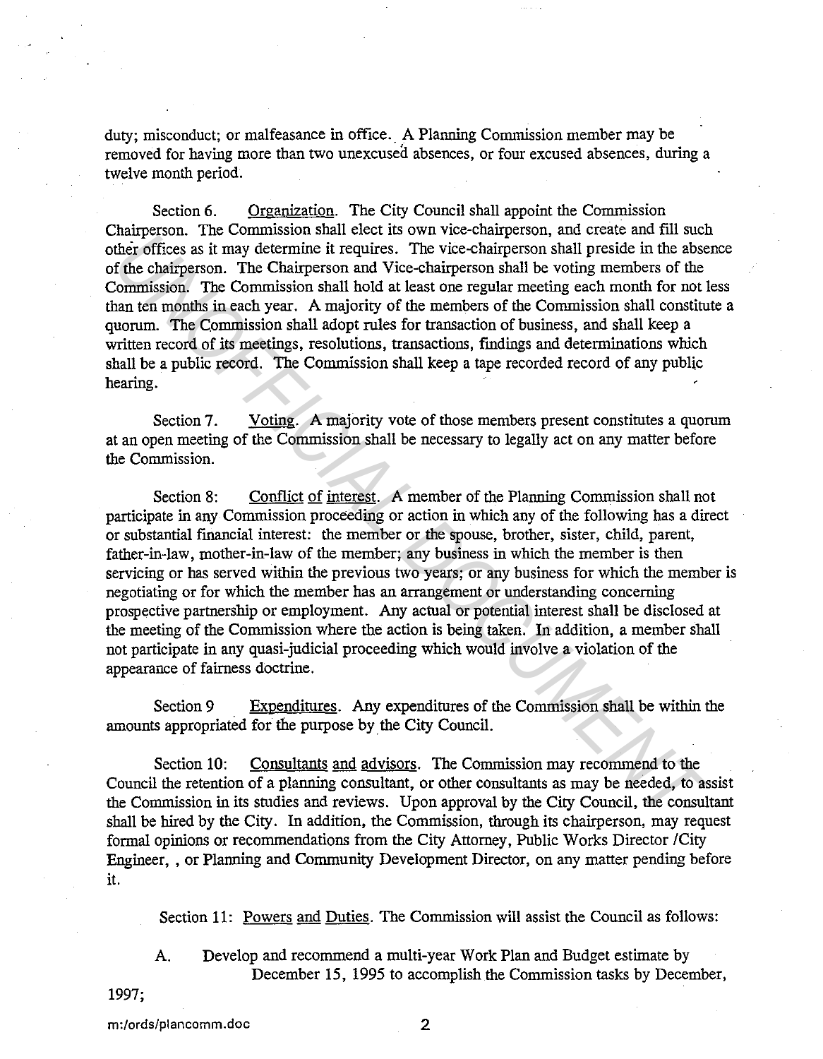duty; misconduct; or malfeasance in office. A Planning Commission member may be removed for having more than two unexcused absences, or four excused absences, during a twelve month period.

Section 6. Organization. The City Council shall appoint the Commission Chairperson. The Commission shall elect its own vice-chairperson, and create and fill such other offices as it may determine it requires. The vice-chairperson shall preside in the absence of the chairperson. The Chairperson and Vice-chairperson shall be voting members of the Commission. The Commission shall hold at least one regular meeting each month for not less than ten months in each year. A majority of the members of the Commission shall constitute a quorum. The Commission shall adopt rules for transaction of business, and shall keep a written record of its meetings, resolutions, transactions, findings and determinations which shall be a public record. The Commission shall keep a tape recorded record of any public hearing.

Section 7. Voting. A majority vote of those members present constitutes a quorum at an open meeting of the Commission shall be necessary to legally act on any matter before the Commission.

Section 8: Conflict of interest. A member of the Planning Commission shall not participate in any Commission proceeding or action in which any of the following has a direct or substantial financial interest: the member or the spouse, brother, sister, child, parent, father-in-law, mother-in-law of the member; any business in which the member is then servicing or has served within the previous two years; or any business for which the member is negotiating or for which the member has an arrangement or understanding concerning prospective partnership or employment. Any actual or potential interest shall be disclosed at the meeting of the Commission where the action is being taken. In addition, a member shall not participate in any quasi-judicial proceeding which would involve a violation of the appearance of fairness doctrine.

Section 9 Expenditures. Any expenditures of the Commission shall be within the amounts appropriated for the purpose by the City Council.

Section 10: Consultants and advisors. The Commission may recommend to the Council the retention of a planning consultant, or other consultants as may be needed, to assist the Commission in its studies and reviews. Upon approval by the City Council, the consultant shall be hired by the City. In addition, the Commission, through its chairperson, may request formal opinions or recommendations from the City Attorney, Public Works Director /City Engineer, , or Planning and Community Development Director, on any matter pending before it.

Section 11: Powers and Duties. The Commission will assist the Council as follows:

A. Develop and recommend a multi-year Work Plan and Budget estimate by December 15, 1995 to accomplish the Commission tasks by December, 1997;

m:/ords/plancomm.doc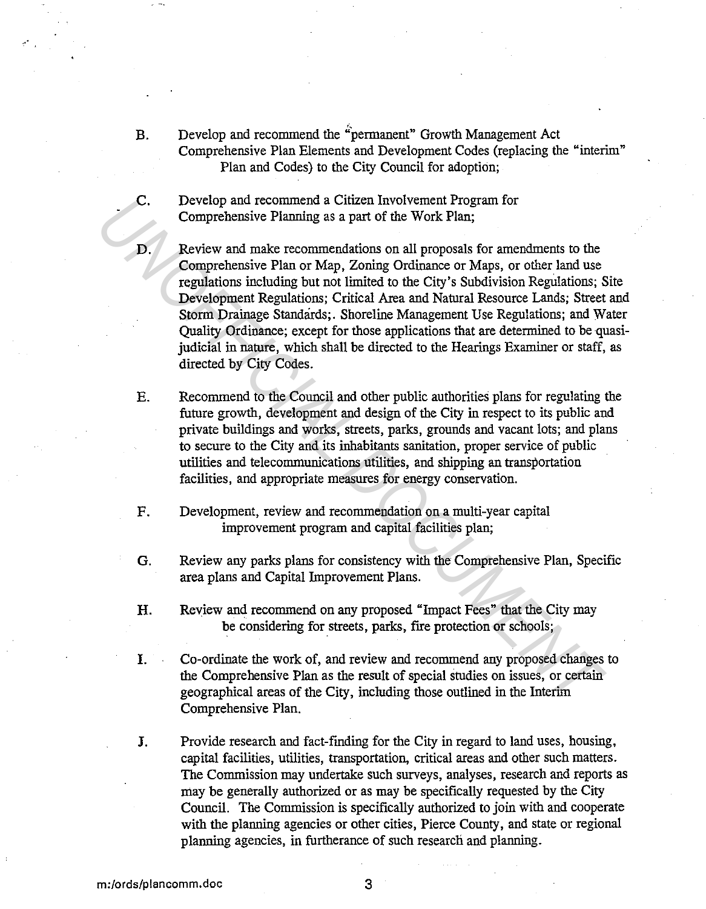B. Develop and recommend the "permanent" Growth Management Act Comprehensive Plan Elements and Development Codes (replacing the "interim" Plan and Codes) to the City Council for adoption;

C. Develop and recommend a Citizen Involvement Program for Comprehensive Planning as a part of the Work Plan;

D. Review and make recommendations on all proposals for amendments to the Comprehensive Plan or Map, Zoning Ordinance or Maps, or other land use regulations including but not limited to the City's Subdivision Regulations; Site Development Regulations; Critical Area and Natural Resource Lands; Street and Storm Drainage Standards;. Shoreline Management Use Regulations; and Water Quality Ordinance; except for those applications that are determined to be quasi-judicial in nature, which shall be directed to the Hearings Examiner or staff, as directed by City Codes.

E. Recommend to the Council and other public authorities plans for regulating the future growth, development and design of the City in respect to its public and private buildings and works, streets, parks, grounds and vacant lots; and plans to secure to the City and its inhabitants sanitation, proper service of public utilities and telecommunications utilities, and shipping an transportation facilities, and appropriate measures for energy conservation.

F. Development, review and recommendation on a multi-year capital improvement program and capital facilities plan;

G. Review any parks plans for consistency with the Comprehensive Plan, Specific area plans and Capital Improvement Plans.

H. Review and recommend on any proposed "Impact Fees" that the City may be considering for streets, parks, fire protection or schools;

I. Co-ordinate the work of, and review and recommend any proposed changes to the Comprehensive Plan as the result of special studies on issues, or certain geographical areas of the City, including those outlined in the Interim Comprehensive Plan.

J. Provide research and fact-finding for the City in regard to land uses, housing, capital facilities, utilities, transportation, critical areas and other such matters. The Commission may undertake such surveys, analyses, research and reports as may be generally authorized or as may be specifically requested by the City Council. The Commission is specifically authorized to join with and cooperate with the planning agencies or other cities, Pierce County, and state or regional planning agencies, in furtherance of such research and planning.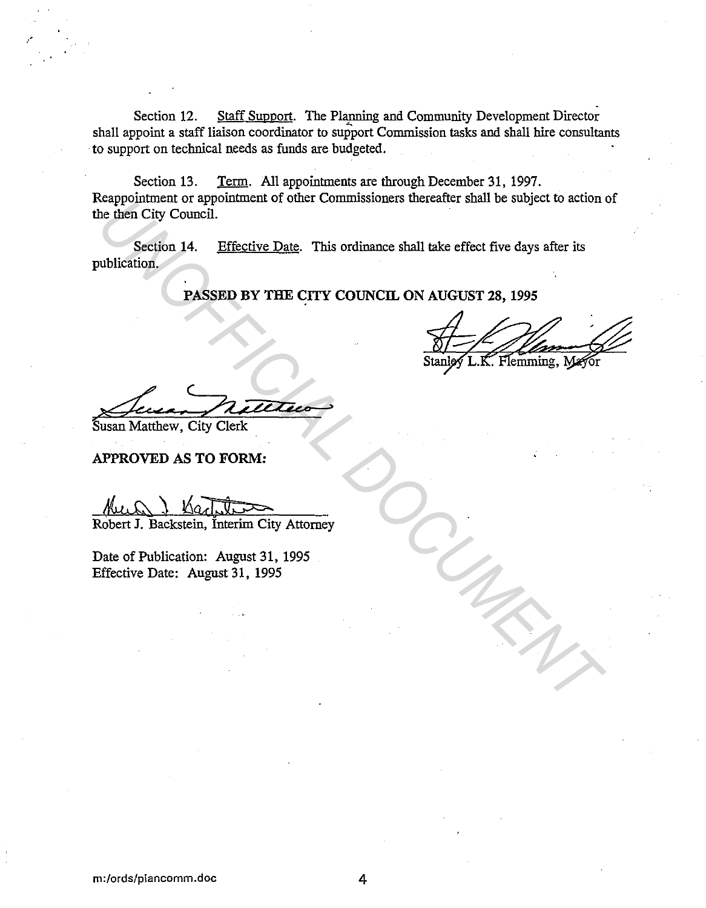Section 12. Staff Support. The Planning and Community Development Director shall appoint a staff liaison coordinator to support Commission tasks and shall hire consultants to support on technical needs as funds are budgeted.

Section 13. Term. All appointments are through December 31, 1997. Reappointment or appointment of other Commissioners thereafter shall be subject to action of the then City Council.

Section 14. Effective Date. This ordinance shall take effect five days after its publication.

**PASSED BY THE CITY COUNCIL ON AUGUST 28, 1995**

Stanley L.K. Flemming, Mayor

Susan Matthew, City Clerk

**APPROVED AS TO FORM:**

Robert J. Backstein, Interim City Attorney

Date of Publication: August 31, 1995
Effective Date: August 31, 1995

m:/ords/plancomm.doc